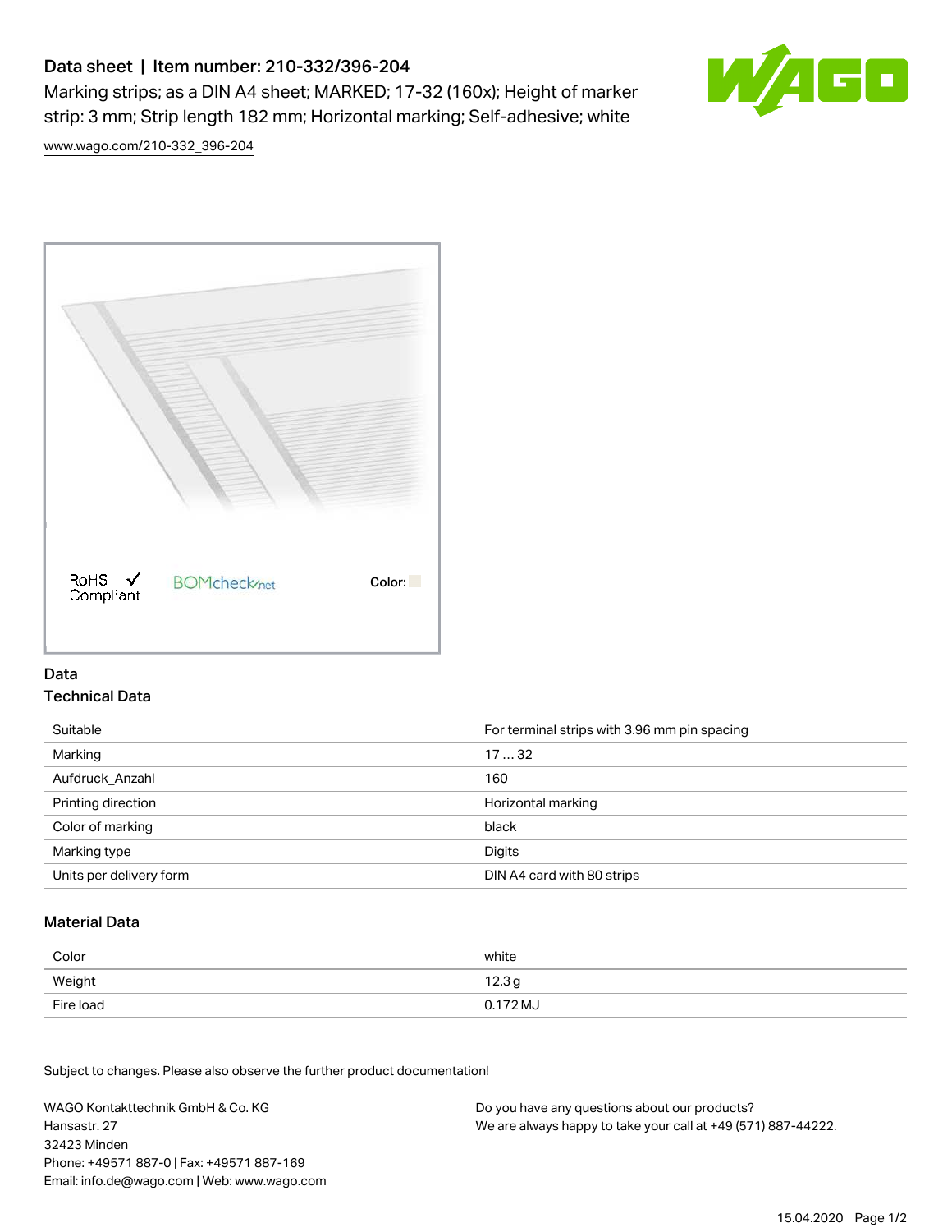# Data sheet | Item number: 210-332/396-204

Marking strips; as a DIN A4 sheet; MARKED; 17-32 (160x); Height of marker strip: 3 mm; Strip length 182 mm; Horizontal marking; Self-adhesive; white

www.wago.com/210-332_396-204

RoHS Compliant BOMcheck.net Color:

## Data

### Technical Data

| | |
|---|---|
| Suitable | For terminal strips with 3.96 mm pin spacing |
| Marking | 17 … 32 |
| Aufdruck_Anzahl | 160 |
| Printing direction | Horizontal marking |
| Color of marking | black |
| Marking type | Digits |
| Units per delivery form | DIN A4 card with 80 strips |

### Material Data

| | |
|---|---|
| Color | white |
| Weight | 12.3 g |
| Fire load | 0.172 MJ |

Subject to changes. Please also observe the further product documentation!

WAGO Kontakttechnik GmbH & Co. KG
Hansastr. 27
32423 Minden
Phone: +49571 887-0 | Fax: +49571 887-169
Email: info.de@wago.com | Web: www.wago.com

Do you have any questions about our products?
We are always happy to take your call at +49 (571) 887-44222.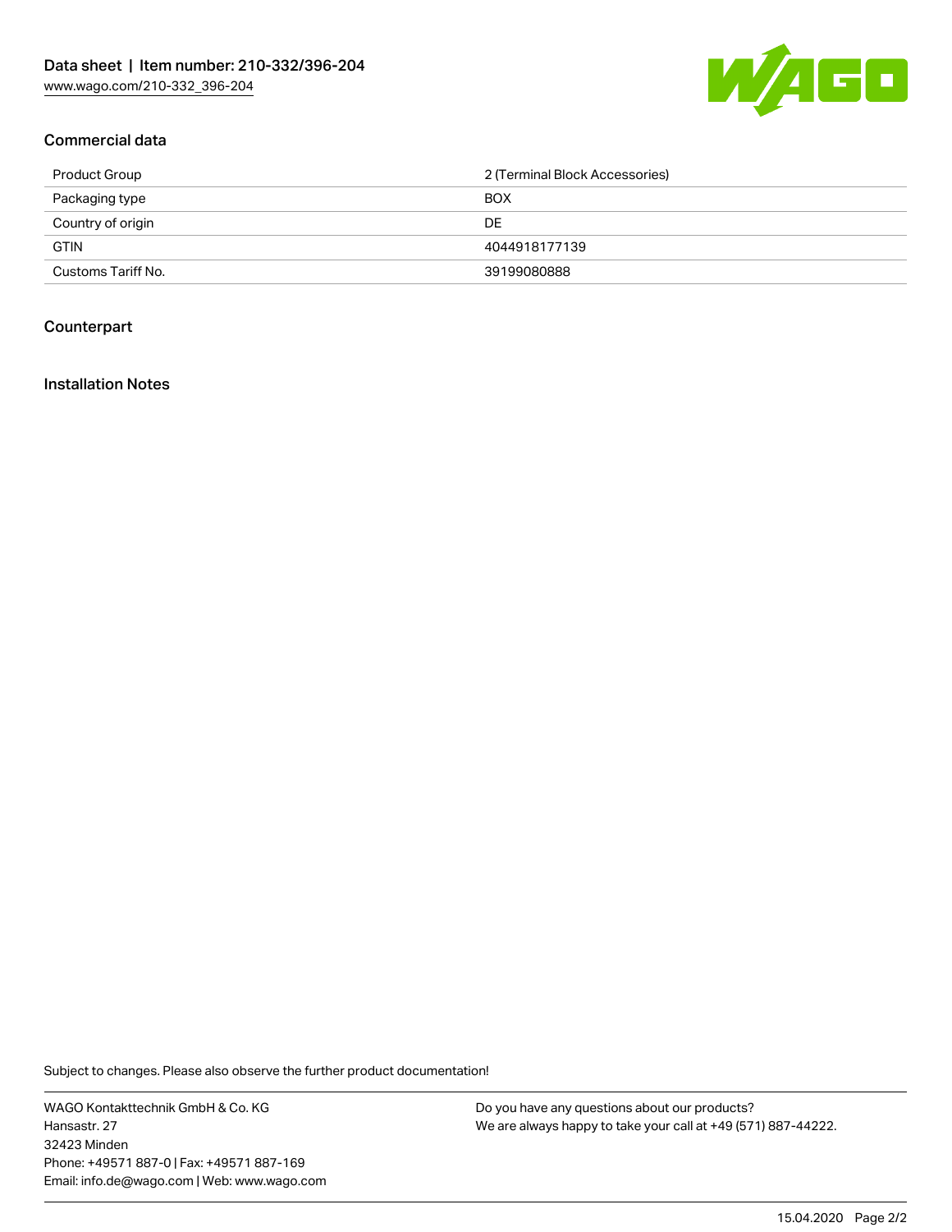## Commercial data

| | |
| --- | --- |
| Product Group | 2 (Terminal Block Accessories) |
| Packaging type | BOX |
| Country of origin | DE |
| GTIN | 4044918177139 |
| Customs Tariff No. | 39199080888 |

## Counterpart

## Installation Notes

Subject to changes. Please also observe the further product documentation!

WAGO Kontakttechnik GmbH & Co. KG
Hansastr. 27
32423 Minden
Phone: +49571 887-0 | Fax: +49571 887-169
Email: info.de@wago.com | Web: www.wago.com

Do you have any questions about our products?
We are always happy to take your call at +49 (571) 887-44222.

15.04.2020